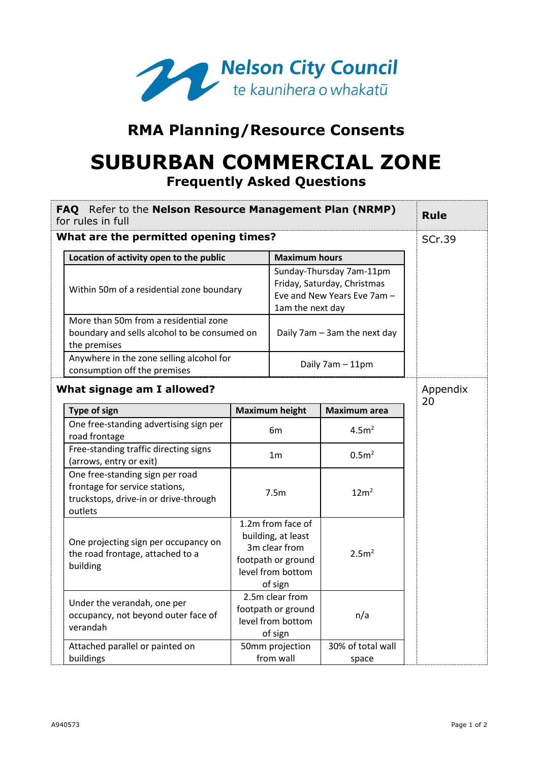**Nelson City Council**
*te kaunihera o whakatū*

# RMA Planning/Resource Consents

# SUBURBAN COMMERCIAL ZONE

## Frequently Asked Questions

| **FAQ** Refer to the **Nelson Resource Management Plan (NRMP)** for rules in full | **Rule** |
|---|---|
| **What are the permitted opening times?** | SCr.39 |

| Location of activity open to the public | Maximum hours |
|---|---|
| Within 50m of a residential zone boundary | Sunday-Thursday 7am-11pm<br>Friday, Saturday, Christmas Eve and New Years Eve 7am – 1am the next day |
| More than 50m from a residential zone boundary and sells alcohol to be consumed on the premises | Daily 7am – 3am the next day |
| Anywhere in the zone selling alcohol for consumption off the premises | Daily 7am – 11pm |

| **What signage am I allowed?** | Appendix 20 |
|---|---|

| Type of sign | Maximum height | Maximum area |
|---|---|---|
| One free-standing advertising sign per road frontage | 6m | $4.5m^2$ |
| Free-standing traffic directing signs (arrows, entry or exit) | 1m | $0.5m^2$ |
| One free-standing sign per road frontage for service stations, truckstops, drive-in or drive-through outlets | 7.5m | $12m^2$ |
| One projecting sign per occupancy on the road frontage, attached to a building | 1.2m from face of building, at least 3m clear from footpath or ground level from bottom of sign | $2.5m^2$ |
| Under the verandah, one per occupancy, not beyond outer face of verandah | 2.5m clear from footpath or ground level from bottom of sign | n/a |
| Attached parallel or painted on buildings | 50mm projection from wall | 30% of total wall space |

A940573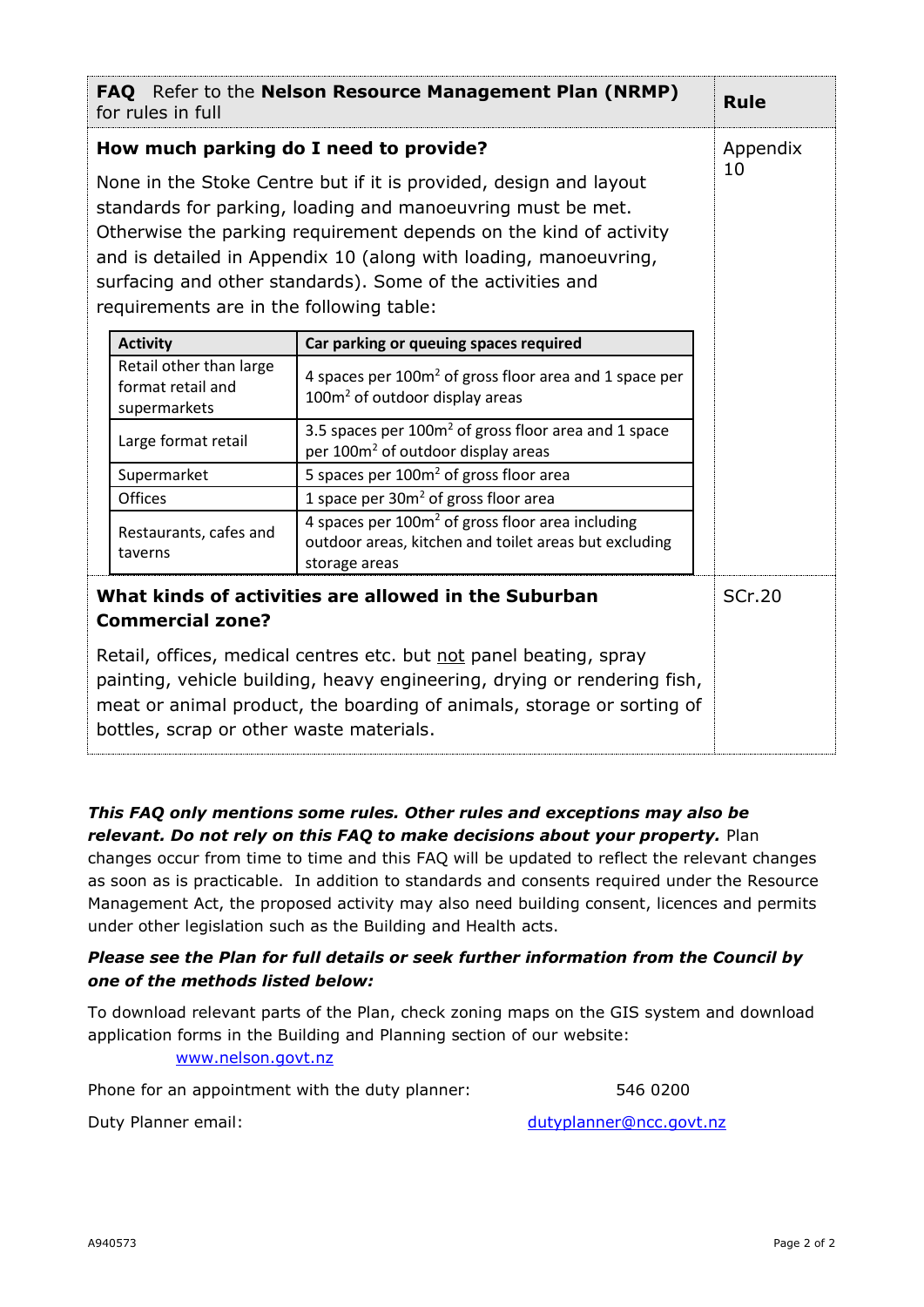| **FAQ** Refer to the **Nelson Resource Management Plan (NRMP)** for rules in full | **Rule** |
|---|---|
| **How much parking do I need to provide?**<br><br>None in the Stoke Centre but if it is provided, design and layout standards for parking, loading and manoeuvring must be met. Otherwise the parking requirement depends on the kind of activity and is detailed in Appendix 10 (along with loading, manoeuvring, surfacing and other standards). Some of the activities and requirements are in the following table: | Appendix 10 |

| Activity | Car parking or queuing spaces required |
|---|---|
| Retail other than large format retail and supermarkets | 4 spaces per 100m$^2$ of gross floor area and 1 space per 100m$^2$ of outdoor display areas |
| Large format retail | 3.5 spaces per 100m$^2$ of gross floor area and 1 space per 100m$^2$ of outdoor display areas |
| Supermarket | 5 spaces per 100m$^2$ of gross floor area |
| Offices | 1 space per 30m$^2$ of gross floor area |
| Restaurants, cafes and taverns | 4 spaces per 100m$^2$ of gross floor area including outdoor areas, kitchen and toilet areas but excluding storage areas |

| | |
|---|---|
| **What kinds of activities are allowed in the Suburban Commercial zone?**<br><br>Retail, offices, medical centres etc. but not panel beating, spray painting, vehicle building, heavy engineering, drying or rendering fish, meat or animal product, the boarding of animals, storage or sorting of bottles, scrap or other waste materials. | SCr.20 |

***This FAQ only mentions some rules. Other rules and exceptions may also be relevant. Do not rely on this FAQ to make decisions about your property.*** Plan changes occur from time to time and this FAQ will be updated to reflect the relevant changes as soon as is practicable. In addition to standards and consents required under the Resource Management Act, the proposed activity may also need building consent, licences and permits under other legislation such as the Building and Health acts.

***Please see the Plan for full details or seek further information from the Council by one of the methods listed below:***

To download relevant parts of the Plan, check zoning maps on the GIS system and download application forms in the Building and Planning section of our website:
www.nelson.govt.nz

Phone for an appointment with the duty planner: 546 0200

Duty Planner email: dutyplanner@ncc.govt.nz

A940573